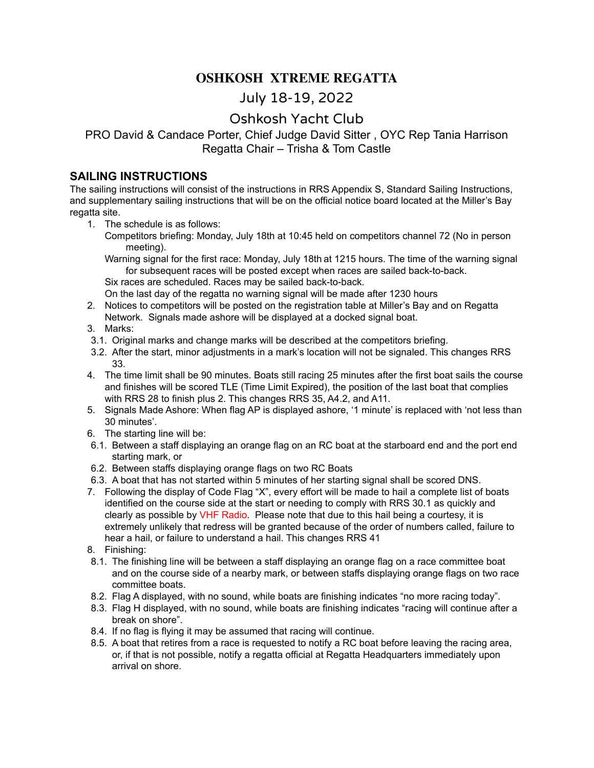# OSHKOSH XTREME REGATTA

## July 18-19, 2022

## Oshkosh Yacht Club

PRO David & Candace Porter, Chief Judge David Sitter , OYC Rep Tania Harrison
Regatta Chair – Trisha & Tom Castle

## SAILING INSTRUCTIONS

The sailing instructions will consist of the instructions in RRS Appendix S, Standard Sailing Instructions, and supplementary sailing instructions that will be on the official notice board located at the Miller's Bay regatta site.

1. The schedule is as follows:
   Competitors briefing: Monday, July 18th at 10:45 held on competitors channel 72 (No in person meeting).
   Warning signal for the first race: Monday, July 18th at 1215 hours. The time of the warning signal for subsequent races will be posted except when races are sailed back-to-back.
   Six races are scheduled. Races may be sailed back-to-back.
   On the last day of the regatta no warning signal will be made after 1230 hours
2. Notices to competitors will be posted on the registration table at Miller's Bay and on Regatta Network. Signals made ashore will be displayed at a docked signal boat.
3. Marks:
   3.1. Original marks and change marks will be described at the competitors briefing.
   3.2. After the start, minor adjustments in a mark's location will not be signaled. This changes RRS 33.
4. The time limit shall be 90 minutes. Boats still racing 25 minutes after the first boat sails the course and finishes will be scored TLE (Time Limit Expired), the position of the last boat that complies with RRS 28 to finish plus 2. This changes RRS 35, A4.2, and A11.
5. Signals Made Ashore: When flag AP is displayed ashore, '1 minute' is replaced with 'not less than 30 minutes'.
6. The starting line will be:
   6.1. Between a staff displaying an orange flag on an RC boat at the starboard end and the port end starting mark, or
   6.2. Between staffs displaying orange flags on two RC Boats
   6.3. A boat that has not started within 5 minutes of her starting signal shall be scored DNS.
7. Following the display of Code Flag "X", every effort will be made to hail a complete list of boats identified on the course side at the start or needing to comply with RRS 30.1 as quickly and clearly as possible by VHF Radio. Please note that due to this hail being a courtesy, it is extremely unlikely that redress will be granted because of the order of numbers called, failure to hear a hail, or failure to understand a hail. This changes RRS 41
8. Finishing:
   8.1. The finishing line will be between a staff displaying an orange flag on a race committee boat and on the course side of a nearby mark, or between staffs displaying orange flags on two race committee boats.
   8.2. Flag A displayed, with no sound, while boats are finishing indicates "no more racing today".
   8.3. Flag H displayed, with no sound, while boats are finishing indicates "racing will continue after a break on shore".
   8.4. If no flag is flying it may be assumed that racing will continue.
   8.5. A boat that retires from a race is requested to notify a RC boat before leaving the racing area, or, if that is not possible, notify a regatta official at Regatta Headquarters immediately upon arrival on shore.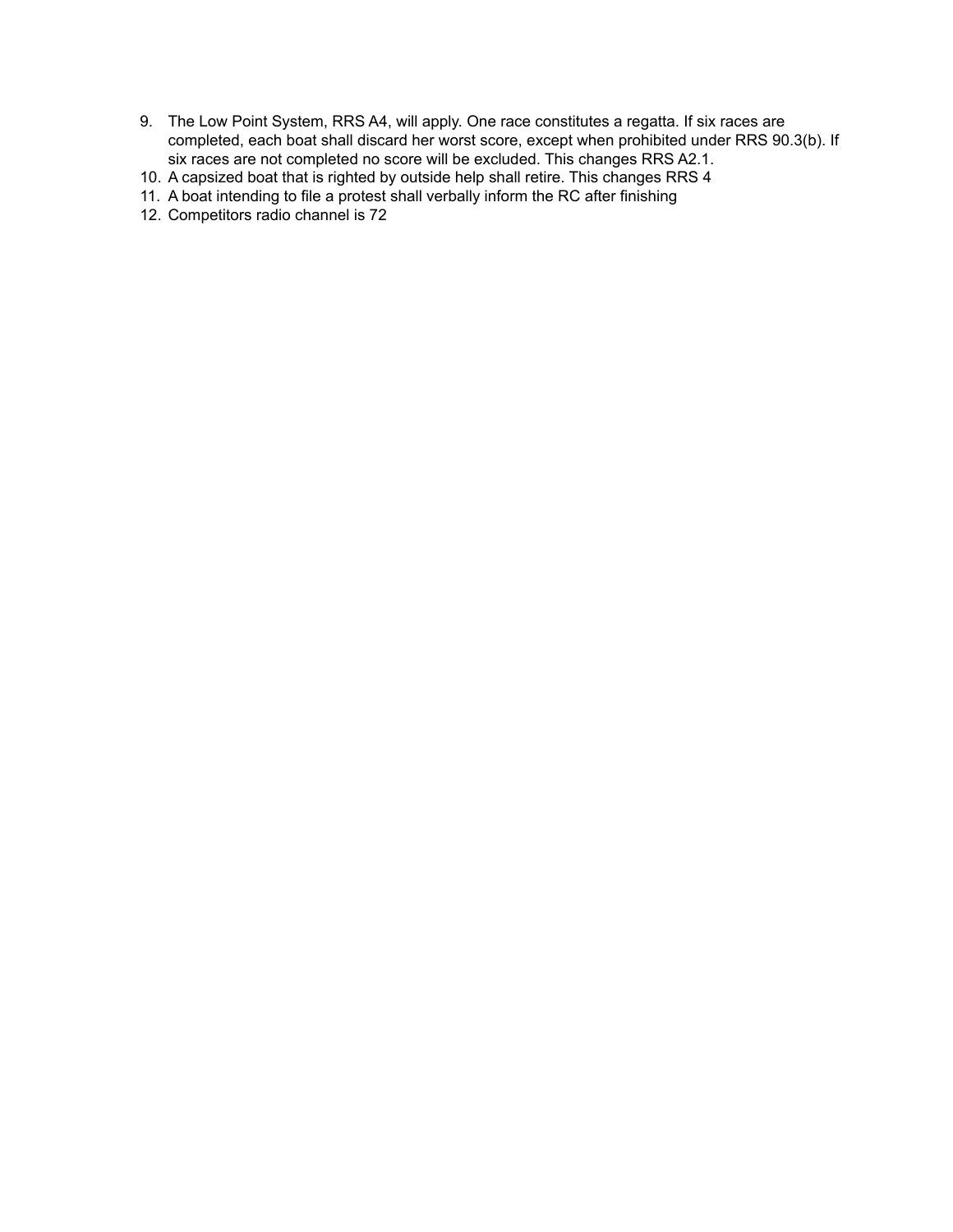9. The Low Point System, RRS A4, will apply. One race constitutes a regatta. If six races are completed, each boat shall discard her worst score, except when prohibited under RRS 90.3(b). If six races are not completed no score will be excluded. This changes RRS A2.1.
10. A capsized boat that is righted by outside help shall retire. This changes RRS 4
11. A boat intending to file a protest shall verbally inform the RC after finishing
12. Competitors radio channel is 72